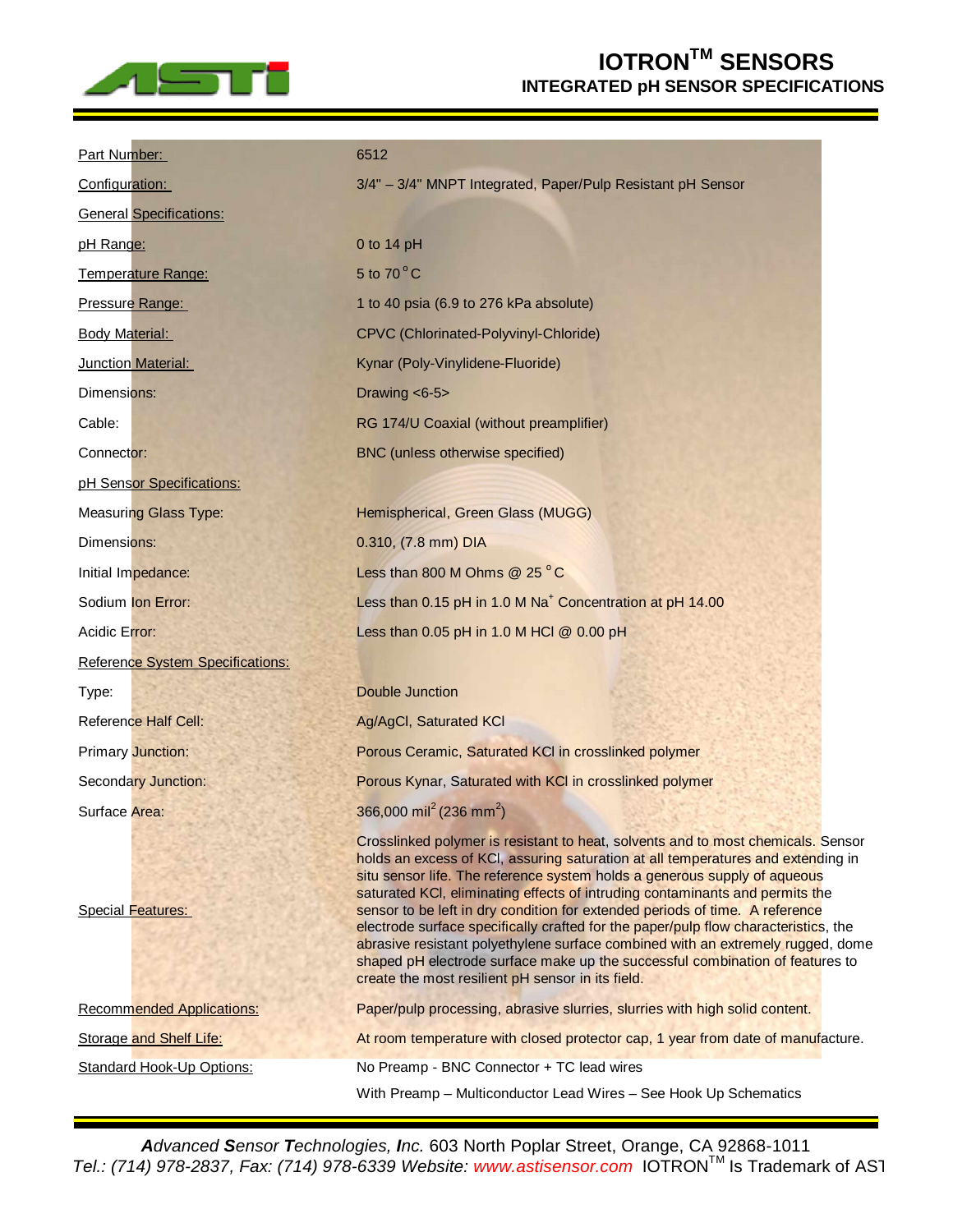# IOTRON™ SENSORS
## INTEGRATED pH SENSOR SPECIFICATIONS

| | |
|---|---|
| Part Number: | 6512 |
| Configuration: | 3/4" – 3/4" MNPT Integrated, Paper/Pulp Resistant pH Sensor |
| **General Specifications:** | |
| pH Range: | 0 to 14 pH |
| Temperature Range: | 5 to 70 °C |
| Pressure Range: | 1 to 40 psia (6.9 to 276 kPa absolute) |
| Body Material: | CPVC (Chlorinated-Polyvinyl-Chloride) |
| Junction Material: | Kynar (Poly-Vinylidene-Fluoride) |
| Dimensions: | Drawing <6-5> |
| Cable: | RG 174/U Coaxial (without preamplifier) |
| Connector: | BNC (unless otherwise specified) |
| **pH Sensor Specifications:** | |
| Measuring Glass Type: | Hemispherical, Green Glass (MUGG) |
| Dimensions: | 0.310, (7.8 mm) DIA |
| Initial Impedance: | Less than 800 M Ohms @ 25 °C |
| Sodium Ion Error: | Less than 0.15 pH in 1.0 M $Na^+$ Concentration at pH 14.00 |
| Acidic Error: | Less than 0.05 pH in 1.0 M HCl @ 0.00 pH |
| **Reference System Specifications:** | |
| Type: | Double Junction |
| Reference Half Cell: | Ag/AgCl, Saturated KCl |
| Primary Junction: | Porous Ceramic, Saturated KCl in crosslinked polymer |
| Secondary Junction: | Porous Kynar, Saturated with KCl in crosslinked polymer |
| Surface Area: | 366,000 $mil^2$ (236 $mm^2$) |
| Special Features: | Crosslinked polymer is resistant to heat, solvents and to most chemicals. Sensor holds an excess of KCl, assuring saturation at all temperatures and extending in situ sensor life. The reference system holds a generous supply of aqueous saturated KCl, eliminating effects of intruding contaminants and permits the sensor to be left in dry condition for extended periods of time. A reference electrode surface specifically crafted for the paper/pulp flow characteristics, the abrasive resistant polyethylene surface combined with an extremely rugged, dome shaped pH electrode surface make up the successful combination of features to create the most resilient pH sensor in its field. |
| Recommended Applications: | Paper/pulp processing, abrasive slurries, slurries with high solid content. |
| Storage and Shelf Life: | At room temperature with closed protector cap, 1 year from date of manufacture. |
| Standard Hook-Up Options: | No Preamp - BNC Connector + TC lead wires |
| | With Preamp – Multiconductor Lead Wires – See Hook Up Schematics |

***A**dvanced **S**ensor **T**echnologies, **I**nc.* 603 North Poplar Street, Orange, CA 92868-1011
*Tel.: (714) 978-2837, Fax: (714) 978-6339 Website: www.astisensor.com* IOTRON™ Is Trademark of ASTI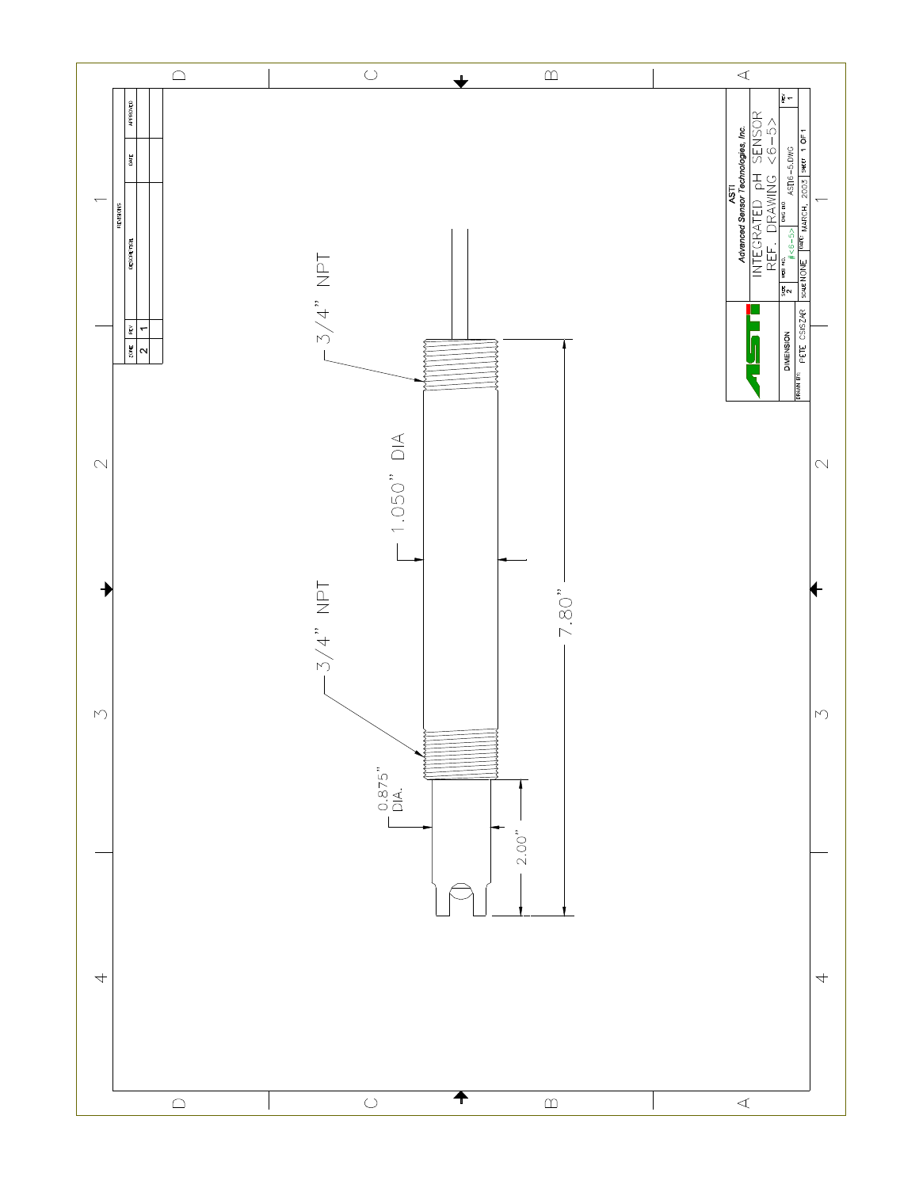3/4" NPT

1.050" DIA

3/4" NPT

7.80"

0.875" DIA.

2.00"

| ZONE | REV | DESCRIPTION | DATE | APPROVED |
|---|---|---|---|---|
| 2 | 1 | | | |

REVISIONS

ASTI
*Advanced Sensor Technologies, Inc.*

INTEGRATED pH SENSOR
REF. DRAWING <6-5>

DIMENSION

| SIZE | FSCM NO. | DWG NO. | REV |
|---|---|---|---|
| 2 | #<6-5> | ASTI6-5.DWG | 1 |

SCALE NONE | DATE: MARCH, 2003 | SHEET 1 OF 1

DRAWN BY: PETE CSISZAR